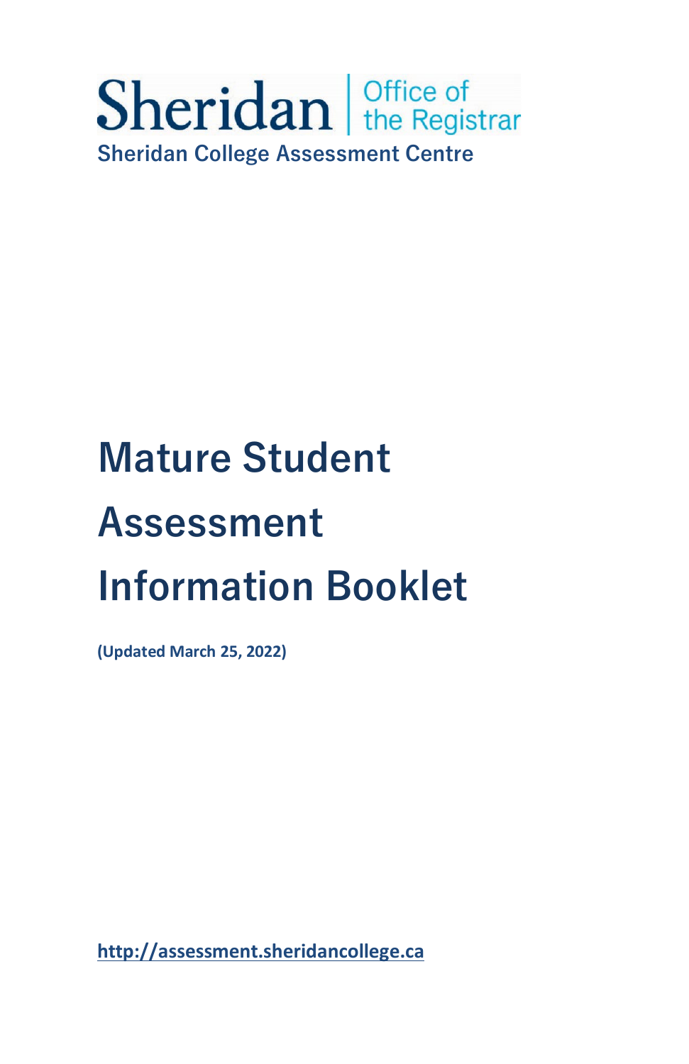Sheridan | Office of the Registrar

Sheridan College Assessment Centre

# Mature Student Assessment Information Booklet

**(Updated March 25, 2022)**

**http://assessment.sheridancollege.ca**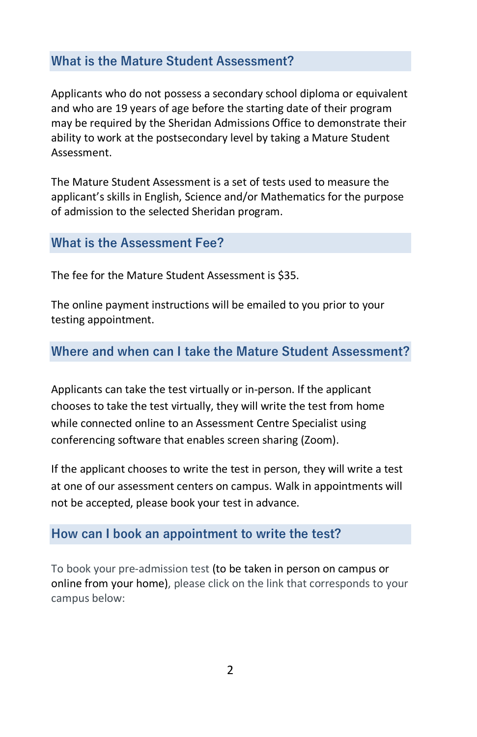## What is the Mature Student Assessment?

Applicants who do not possess a secondary school diploma or equivalent and who are 19 years of age before the starting date of their program may be required by the Sheridan Admissions Office to demonstrate their ability to work at the postsecondary level by taking a Mature Student Assessment.

The Mature Student Assessment is a set of tests used to measure the applicant's skills in English, Science and/or Mathematics for the purpose of admission to the selected Sheridan program.

## What is the Assessment Fee?

The fee for the Mature Student Assessment is $35.

The online payment instructions will be emailed to you prior to your testing appointment.

## Where and when can I take the Mature Student Assessment?

Applicants can take the test virtually or in-person. If the applicant chooses to take the test virtually, they will write the test from home while connected online to an Assessment Centre Specialist using conferencing software that enables screen sharing (Zoom).

If the applicant chooses to write the test in person, they will write a test at one of our assessment centers on campus. Walk in appointments will not be accepted, please book your test in advance.

## How can I book an appointment to write the test?

To book your pre-admission test (to be taken in person on campus or online from your home), please click on the link that corresponds to your campus below: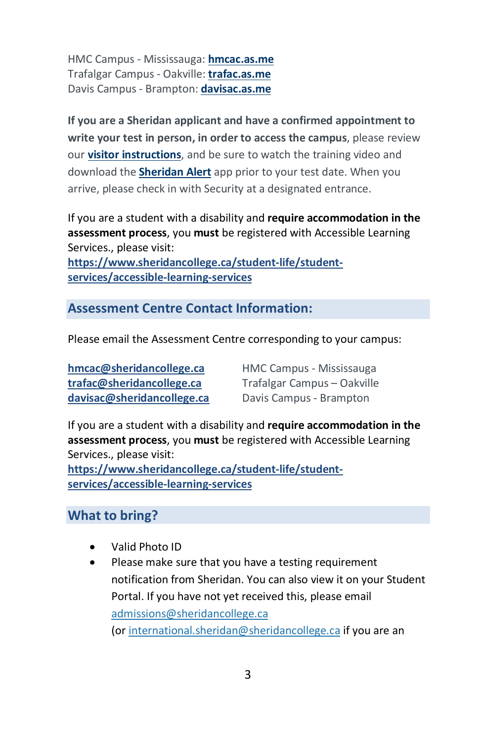HMC Campus - Mississauga: **hmcac.as.me**
Trafalgar Campus - Oakville: **trafac.as.me**
Davis Campus - Brampton: **davisac.as.me**

**If you are a Sheridan applicant and have a confirmed appointment to write your test in person, in order to access the campus**, please review our **visitor instructions**, and be sure to watch the training video and download the **Sheridan Alert** app prior to your test date. When you arrive, please check in with Security at a designated entrance.

If you are a student with a disability and **require accommodation in the assessment process**, you **must** be registered with Accessible Learning Services., please visit:
**https://www.sheridancollege.ca/student-life/student-services/accessible-learning-services**

## Assessment Centre Contact Information:

Please email the Assessment Centre corresponding to your campus:

**hmcac@sheridancollege.ca** HMC Campus - Mississauga
**trafac@sheridancollege.ca** Trafalgar Campus – Oakville
**davisac@sheridancollege.ca** Davis Campus - Brampton

If you are a student with a disability and **require accommodation in the assessment process**, you **must** be registered with Accessible Learning Services., please visit:
**https://www.sheridancollege.ca/student-life/student-services/accessible-learning-services**

## What to bring?

- Valid Photo ID
- Please make sure that you have a testing requirement notification from Sheridan. You can also view it on your Student Portal. If you have not yet received this, please email admissions@sheridancollege.ca (or international.sheridan@sheridancollege.ca if you are an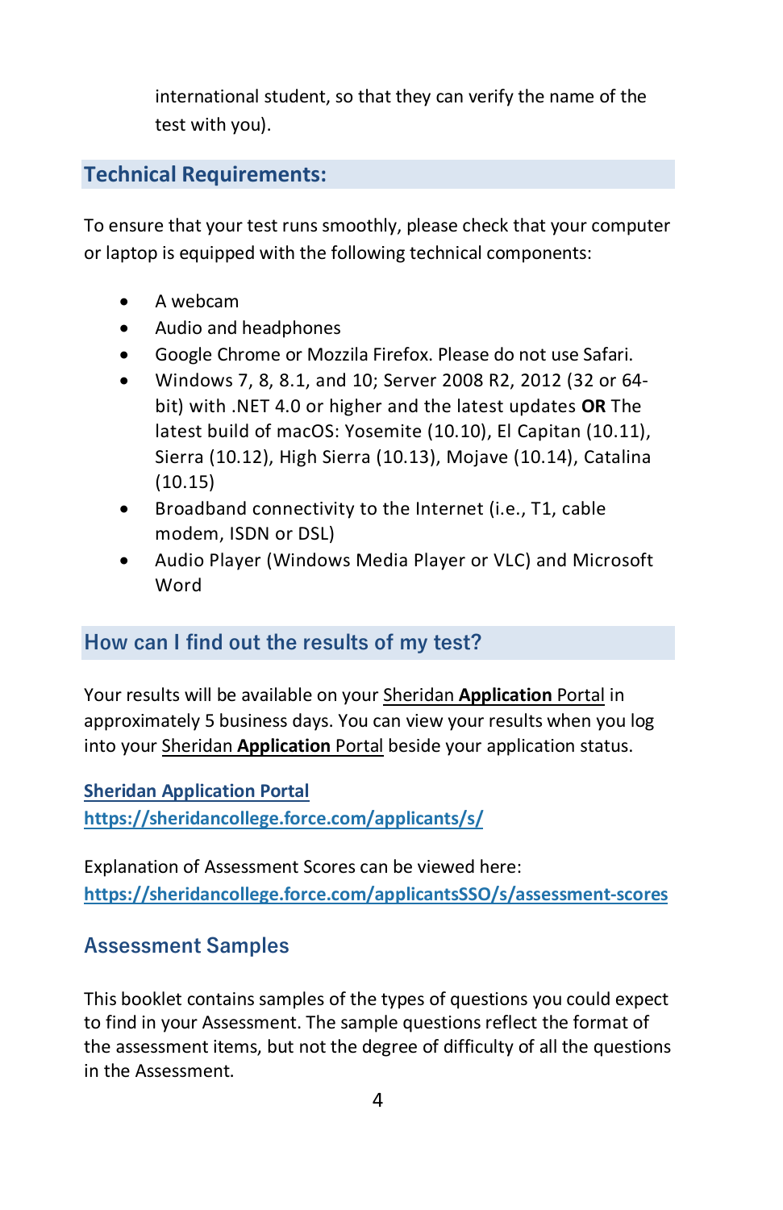international student, so that they can verify the name of the test with you).

## Technical Requirements:

To ensure that your test runs smoothly, please check that your computer or laptop is equipped with the following technical components:

- A webcam
- Audio and headphones
- Google Chrome or Mozzila Firefox. Please do not use Safari.
- Windows 7, 8, 8.1, and 10; Server 2008 R2, 2012 (32 or 64-bit) with .NET 4.0 or higher and the latest updates **OR** The latest build of macOS: Yosemite (10.10), El Capitan (10.11), Sierra (10.12), High Sierra (10.13), Mojave (10.14), Catalina (10.15)
- Broadband connectivity to the Internet (i.e., T1, cable modem, ISDN or DSL)
- Audio Player (Windows Media Player or VLC) and Microsoft Word

## How can I find out the results of my test?

Your results will be available on your Sheridan **Application** Portal in approximately 5 business days. You can view your results when you log into your Sheridan **Application** Portal beside your application status.

**Sheridan Application Portal**
**https://sheridancollege.force.com/applicants/s/**

Explanation of Assessment Scores can be viewed here:
**https://sheridancollege.force.com/applicantsSSO/s/assessment-scores**

## Assessment Samples

This booklet contains samples of the types of questions you could expect to find in your Assessment. The sample questions reflect the format of the assessment items, but not the degree of difficulty of all the questions in the Assessment.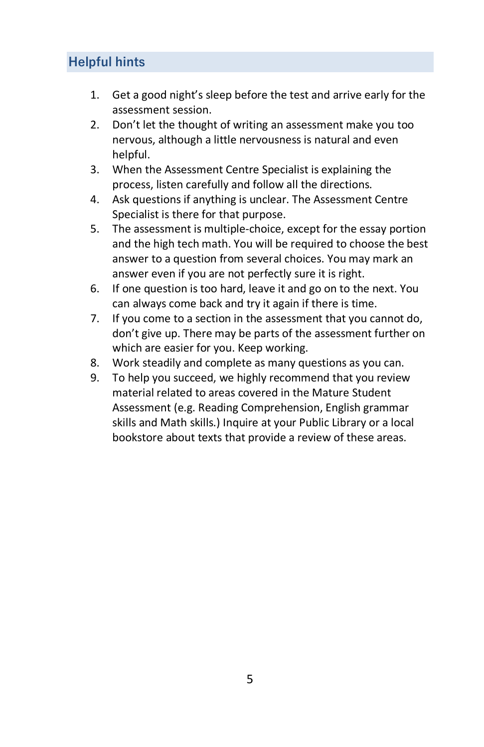## Helpful hints

1. Get a good night's sleep before the test and arrive early for the assessment session.
2. Don't let the thought of writing an assessment make you too nervous, although a little nervousness is natural and even helpful.
3. When the Assessment Centre Specialist is explaining the process, listen carefully and follow all the directions.
4. Ask questions if anything is unclear. The Assessment Centre Specialist is there for that purpose.
5. The assessment is multiple-choice, except for the essay portion and the high tech math. You will be required to choose the best answer to a question from several choices. You may mark an answer even if you are not perfectly sure it is right.
6. If one question is too hard, leave it and go on to the next. You can always come back and try it again if there is time.
7. If you come to a section in the assessment that you cannot do, don't give up. There may be parts of the assessment further on which are easier for you. Keep working.
8. Work steadily and complete as many questions as you can.
9. To help you succeed, we highly recommend that you review material related to areas covered in the Mature Student Assessment (e.g. Reading Comprehension, English grammar skills and Math skills.) Inquire at your Public Library or a local bookstore about texts that provide a review of these areas.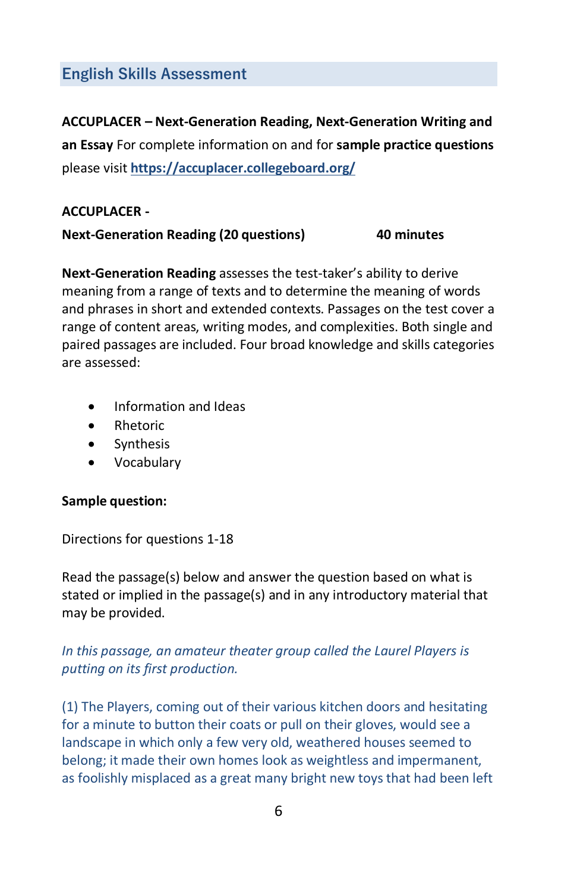## English Skills Assessment

**ACCUPLACER – Next-Generation Reading, Next-Generation Writing and an Essay** For complete information on and for **sample practice questions** please visit **https://accuplacer.collegeboard.org/**

**ACCUPLACER -**

**Next-Generation Reading (20 questions)** **40 minutes**

**Next-Generation Reading** assesses the test-taker's ability to derive meaning from a range of texts and to determine the meaning of words and phrases in short and extended contexts. Passages on the test cover a range of content areas, writing modes, and complexities. Both single and paired passages are included. Four broad knowledge and skills categories are assessed:

- Information and Ideas
- Rhetoric
- Synthesis
- Vocabulary

**Sample question:**

Directions for questions 1-18

Read the passage(s) below and answer the question based on what is stated or implied in the passage(s) and in any introductory material that may be provided.

*In this passage, an amateur theater group called the Laurel Players is putting on its first production.*

(1) The Players, coming out of their various kitchen doors and hesitating for a minute to button their coats or pull on their gloves, would see a landscape in which only a few very old, weathered houses seemed to belong; it made their own homes look as weightless and impermanent, as foolishly misplaced as a great many bright new toys that had been left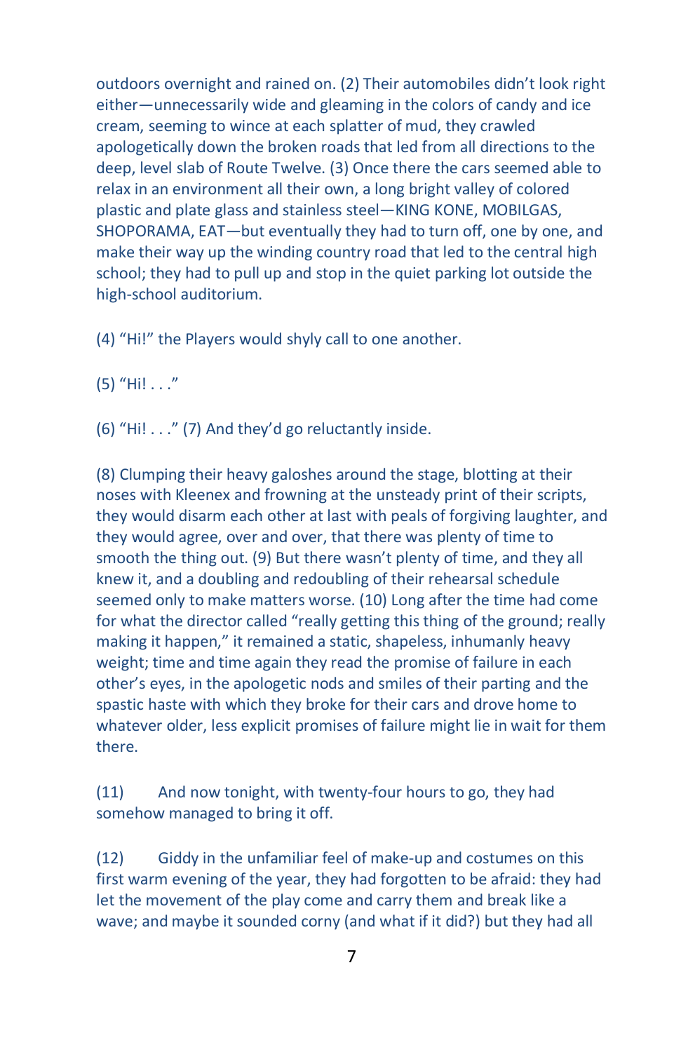outdoors overnight and rained on. (2) Their automobiles didn't look right either—unnecessarily wide and gleaming in the colors of candy and ice cream, seeming to wince at each splatter of mud, they crawled apologetically down the broken roads that led from all directions to the deep, level slab of Route Twelve. (3) Once there the cars seemed able to relax in an environment all their own, a long bright valley of colored plastic and plate glass and stainless steel—KING KONE, MOBILGAS, SHOPORAMA, EAT—but eventually they had to turn off, one by one, and make their way up the winding country road that led to the central high school; they had to pull up and stop in the quiet parking lot outside the high-school auditorium.

(4) "Hi!" the Players would shyly call to one another.

(5) "Hi! . . ."

(6) "Hi! . . ." (7) And they'd go reluctantly inside.

(8) Clumping their heavy galoshes around the stage, blotting at their noses with Kleenex and frowning at the unsteady print of their scripts, they would disarm each other at last with peals of forgiving laughter, and they would agree, over and over, that there was plenty of time to smooth the thing out. (9) But there wasn't plenty of time, and they all knew it, and a doubling and redoubling of their rehearsal schedule seemed only to make matters worse. (10) Long after the time had come for what the director called "really getting this thing of the ground; really making it happen," it remained a static, shapeless, inhumanly heavy weight; time and time again they read the promise of failure in each other's eyes, in the apologetic nods and smiles of their parting and the spastic haste with which they broke for their cars and drove home to whatever older, less explicit promises of failure might lie in wait for them there.

(11) And now tonight, with twenty-four hours to go, they had somehow managed to bring it off.

(12) Giddy in the unfamiliar feel of make-up and costumes on this first warm evening of the year, they had forgotten to be afraid: they had let the movement of the play come and carry them and break like a wave; and maybe it sounded corny (and what if it did?) but they had all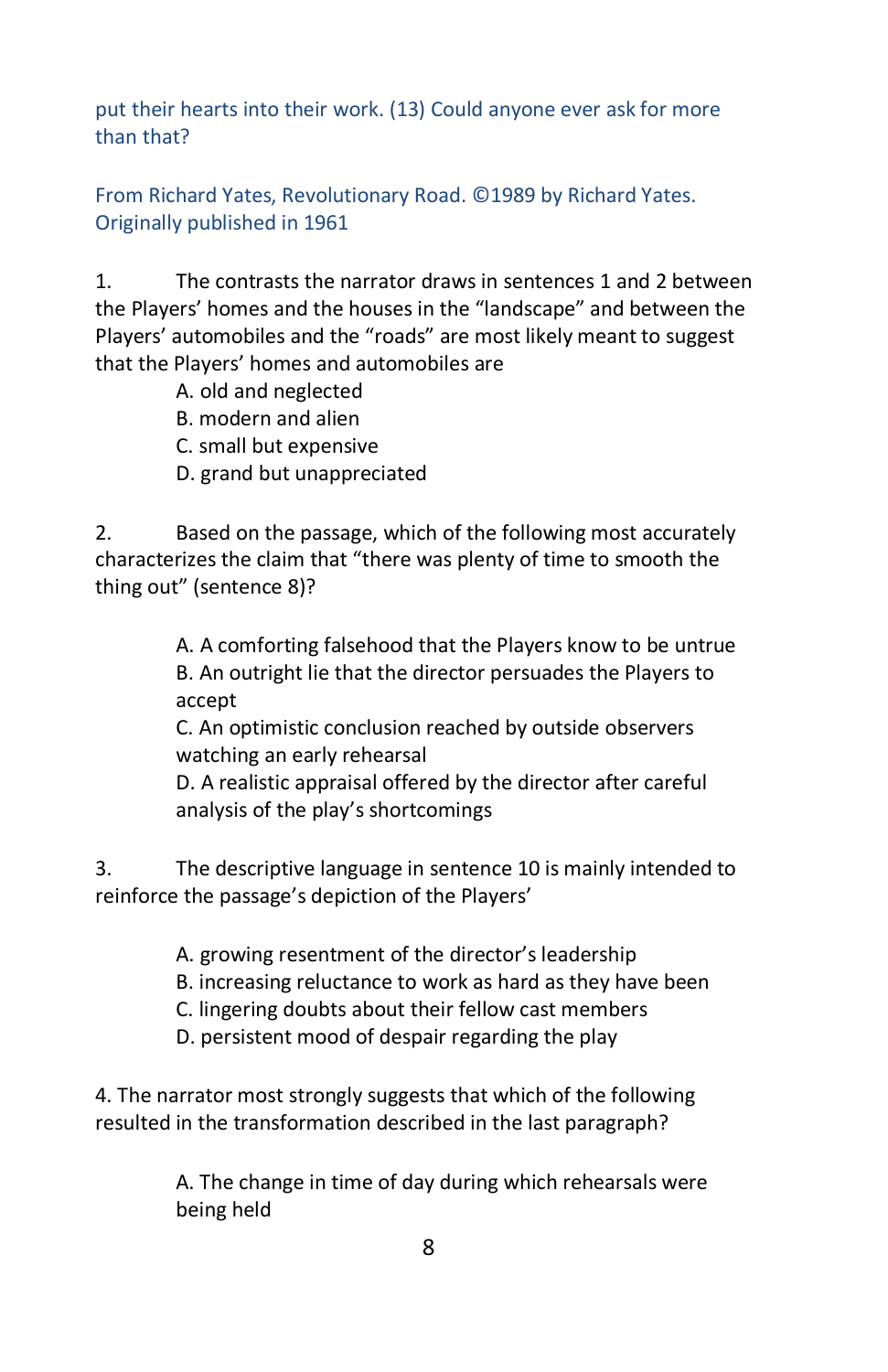put their hearts into their work. (13) Could anyone ever ask for more than that?

From Richard Yates, Revolutionary Road. ©1989 by Richard Yates. Originally published in 1961

1. The contrasts the narrator draws in sentences 1 and 2 between the Players' homes and the houses in the "landscape" and between the Players' automobiles and the "roads" are most likely meant to suggest that the Players' homes and automobiles are

A. old and neglected
B. modern and alien
C. small but expensive
D. grand but unappreciated

2. Based on the passage, which of the following most accurately characterizes the claim that "there was plenty of time to smooth the thing out" (sentence 8)?

A. A comforting falsehood that the Players know to be untrue
B. An outright lie that the director persuades the Players to accept
C. An optimistic conclusion reached by outside observers watching an early rehearsal
D. A realistic appraisal offered by the director after careful analysis of the play's shortcomings

3. The descriptive language in sentence 10 is mainly intended to reinforce the passage's depiction of the Players'

A. growing resentment of the director's leadership
B. increasing reluctance to work as hard as they have been
C. lingering doubts about their fellow cast members
D. persistent mood of despair regarding the play

4. The narrator most strongly suggests that which of the following resulted in the transformation described in the last paragraph?

A. The change in time of day during which rehearsals were being held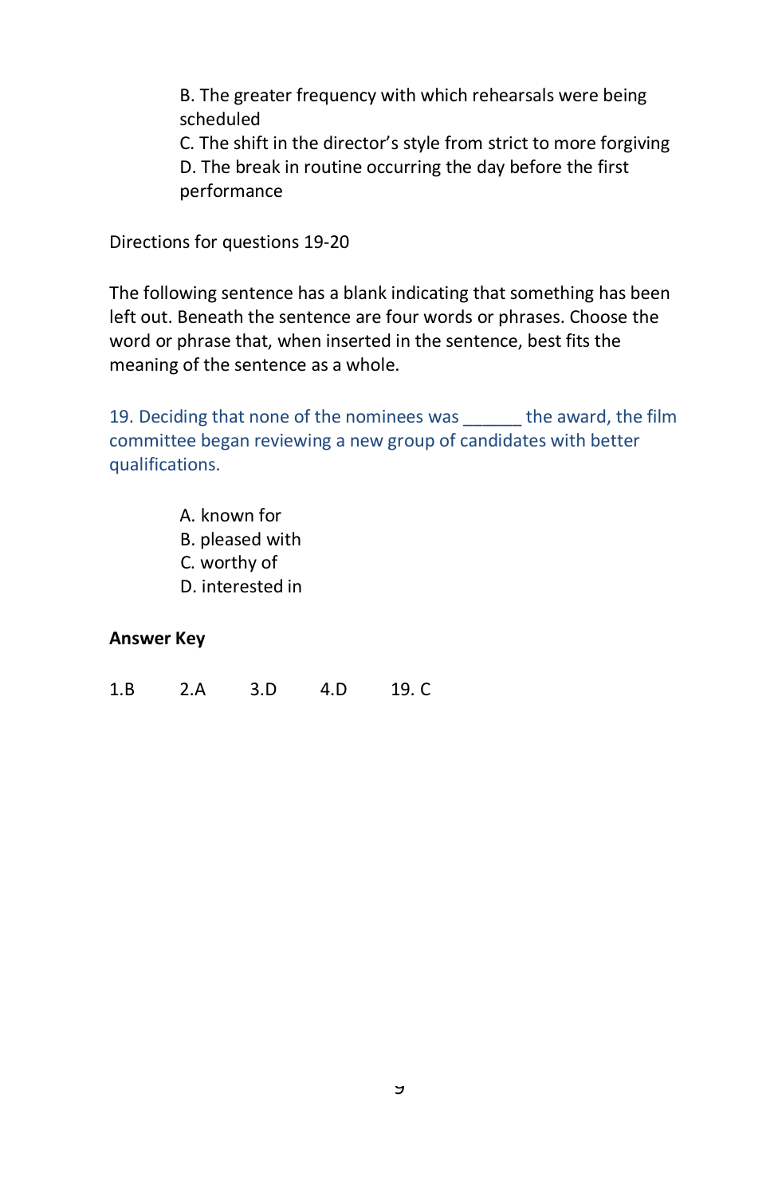B. The greater frequency with which rehearsals were being scheduled
C. The shift in the director's style from strict to more forgiving
D. The break in routine occurring the day before the first performance

Directions for questions 19-20

The following sentence has a blank indicating that something has been left out. Beneath the sentence are four words or phrases. Choose the word or phrase that, when inserted in the sentence, best fits the meaning of the sentence as a whole.

19. Deciding that none of the nominees was ______ the award, the film committee began reviewing a new group of candidates with better qualifications.

A. known for
B. pleased with
C. worthy of
D. interested in

**Answer Key**

| | | | | |
|---|---|---|---|---|
| 1.B | 2.A | 3.D | 4.D | 19. C |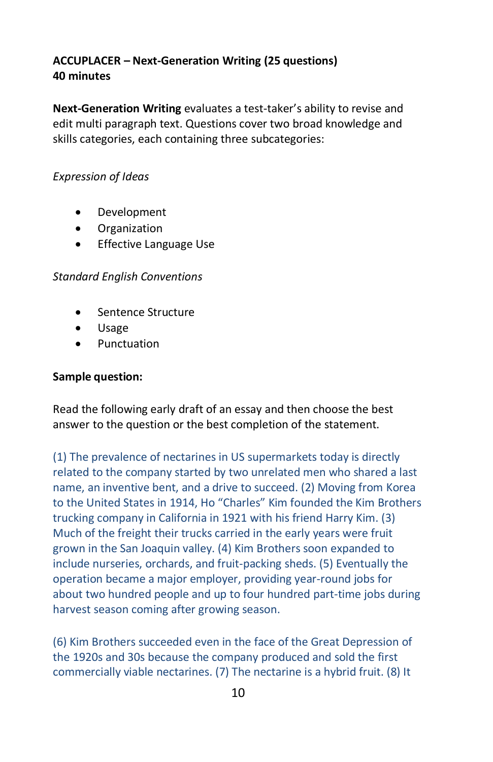**ACCUPLACER – Next-Generation Writing (25 questions)**
**40 minutes**

**Next-Generation Writing** evaluates a test-taker's ability to revise and edit multi paragraph text. Questions cover two broad knowledge and skills categories, each containing three subcategories:

*Expression of Ideas*

- Development
- Organization
- Effective Language Use

*Standard English Conventions*

- Sentence Structure
- Usage
- Punctuation

**Sample question:**

Read the following early draft of an essay and then choose the best answer to the question or the best completion of the statement.

(1) The prevalence of nectarines in US supermarkets today is directly related to the company started by two unrelated men who shared a last name, an inventive bent, and a drive to succeed. (2) Moving from Korea to the United States in 1914, Ho "Charles" Kim founded the Kim Brothers trucking company in California in 1921 with his friend Harry Kim. (3) Much of the freight their trucks carried in the early years were fruit grown in the San Joaquin valley. (4) Kim Brothers soon expanded to include nurseries, orchards, and fruit-packing sheds. (5) Eventually the operation became a major employer, providing year-round jobs for about two hundred people and up to four hundred part-time jobs during harvest season coming after growing season.

(6) Kim Brothers succeeded even in the face of the Great Depression of the 1920s and 30s because the company produced and sold the first commercially viable nectarines. (7) The nectarine is a hybrid fruit. (8) It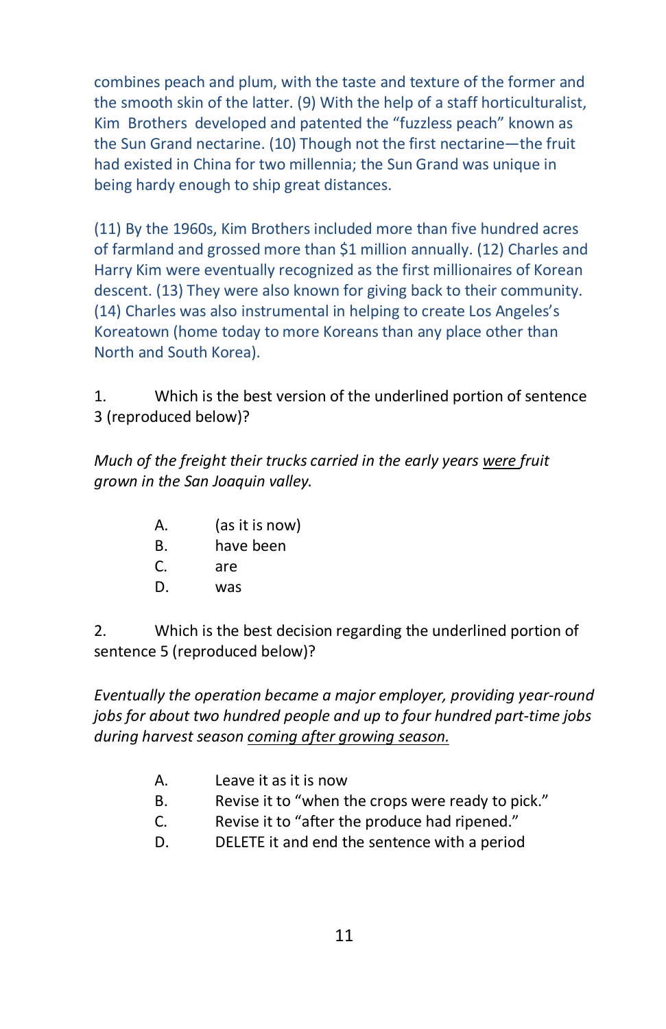combines peach and plum, with the taste and texture of the former and the smooth skin of the latter. (9) With the help of a staff horticulturalist, Kim Brothers developed and patented the "fuzzless peach" known as the Sun Grand nectarine. (10) Though not the first nectarine—the fruit had existed in China for two millennia; the Sun Grand was unique in being hardy enough to ship great distances.

(11) By the 1960s, Kim Brothers included more than five hundred acres of farmland and grossed more than $1 million annually. (12) Charles and Harry Kim were eventually recognized as the first millionaires of Korean descent. (13) They were also known for giving back to their community. (14) Charles was also instrumental in helping to create Los Angeles's Koreatown (home today to more Koreans than any place other than North and South Korea).

1. Which is the best version of the underlined portion of sentence 3 (reproduced below)?

*Much of the freight their trucks carried in the early years <u>were</u> fruit grown in the San Joaquin valley.*

- A. (as it is now)
- B. have been
- C. are
- D. was

2. Which is the best decision regarding the underlined portion of sentence 5 (reproduced below)?

*Eventually the operation became a major employer, providing year-round jobs for about two hundred people and up to four hundred part-time jobs during harvest season <u>coming after growing season.</u>*

- A. Leave it as it is now
- B. Revise it to "when the crops were ready to pick."
- C. Revise it to "after the produce had ripened."
- D. DELETE it and end the sentence with a period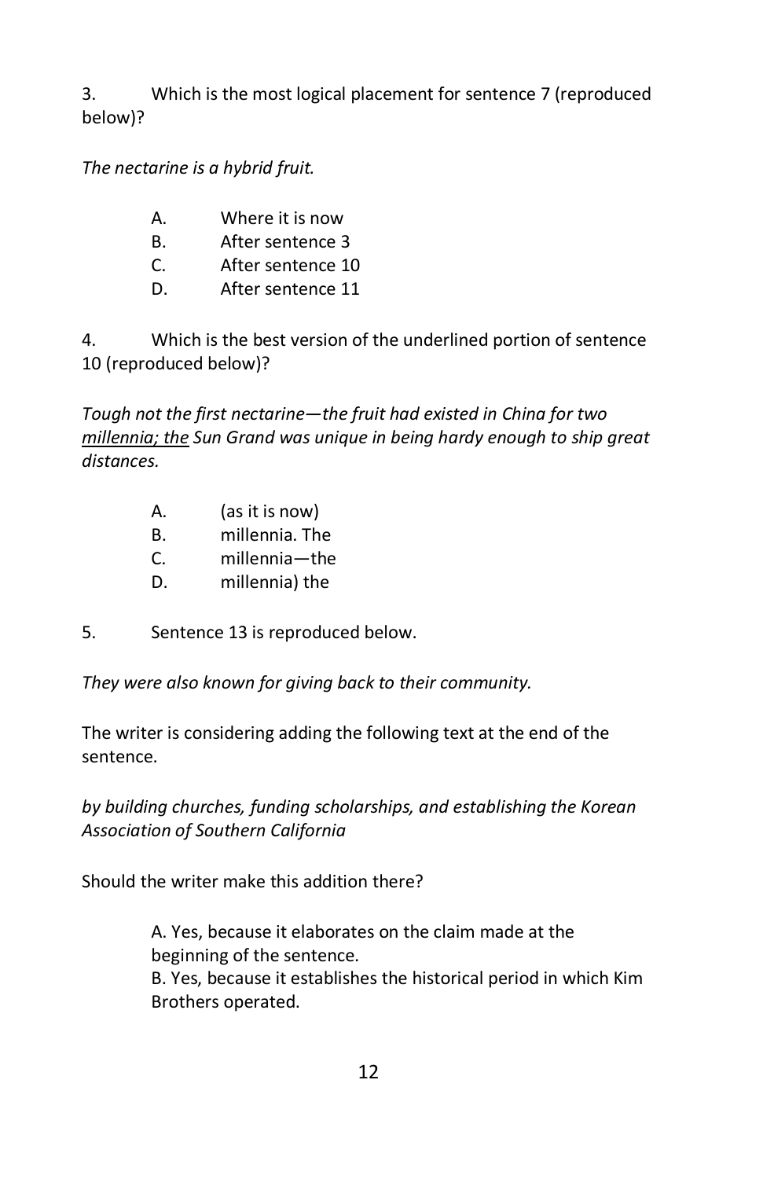3. Which is the most logical placement for sentence 7 (reproduced below)?

*The nectarine is a hybrid fruit.*

> A. Where it is now
> B. After sentence 3
> C. After sentence 10
> D. After sentence 11

4. Which is the best version of the underlined portion of sentence 10 (reproduced below)?

*Tough not the first nectarine—the fruit had existed in China for two <u>millennia; the</u> Sun Grand was unique in being hardy enough to ship great distances.*

> A. (as it is now)
> B. millennia. The
> C. millennia—the
> D. millennia) the

5. Sentence 13 is reproduced below.

*They were also known for giving back to their community.*

The writer is considering adding the following text at the end of the sentence.

*by building churches, funding scholarships, and establishing the Korean Association of Southern California*

Should the writer make this addition there?

> A. Yes, because it elaborates on the claim made at the beginning of the sentence.
> B. Yes, because it establishes the historical period in which Kim Brothers operated.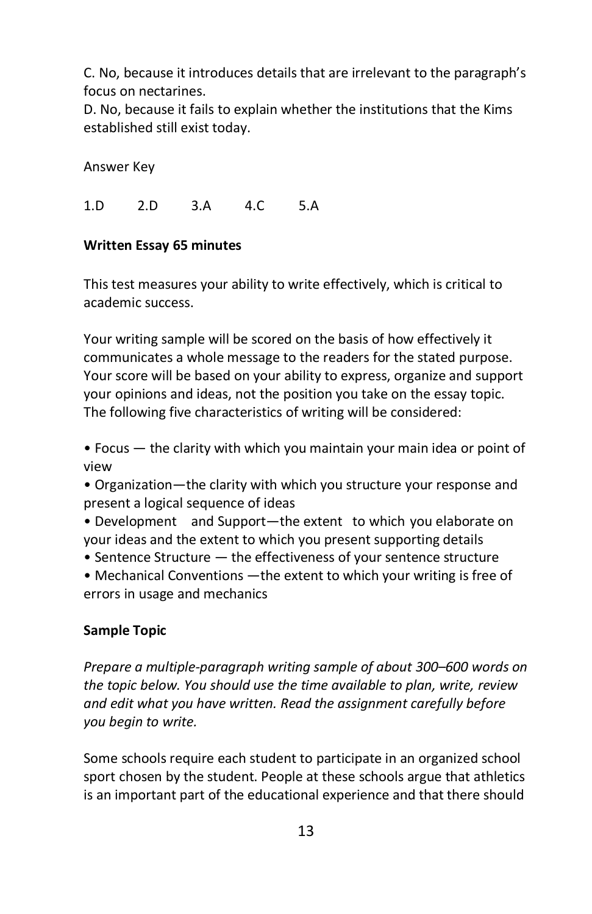C. No, because it introduces details that are irrelevant to the paragraph's focus on nectarines.
D. No, because it fails to explain whether the institutions that the Kims established still exist today.

Answer Key

| | | | | |
|---|---|---|---|---|
| 1.D | 2.D | 3.A | 4.C | 5.A |

**Written Essay 65 minutes**

This test measures your ability to write effectively, which is critical to academic success.

Your writing sample will be scored on the basis of how effectively it communicates a whole message to the readers for the stated purpose. Your score will be based on your ability to express, organize and support your opinions and ideas, not the position you take on the essay topic. The following five characteristics of writing will be considered:

- Focus — the clarity with which you maintain your main idea or point of view
- Organization—the clarity with which you structure your response and present a logical sequence of ideas
- Development and Support—the extent to which you elaborate on your ideas and the extent to which you present supporting details
- Sentence Structure — the effectiveness of your sentence structure
- Mechanical Conventions —the extent to which your writing is free of errors in usage and mechanics

**Sample Topic**

*Prepare a multiple-paragraph writing sample of about 300–600 words on the topic below. You should use the time available to plan, write, review and edit what you have written. Read the assignment carefully before you begin to write.*

Some schools require each student to participate in an organized school sport chosen by the student. People at these schools argue that athletics is an important part of the educational experience and that there should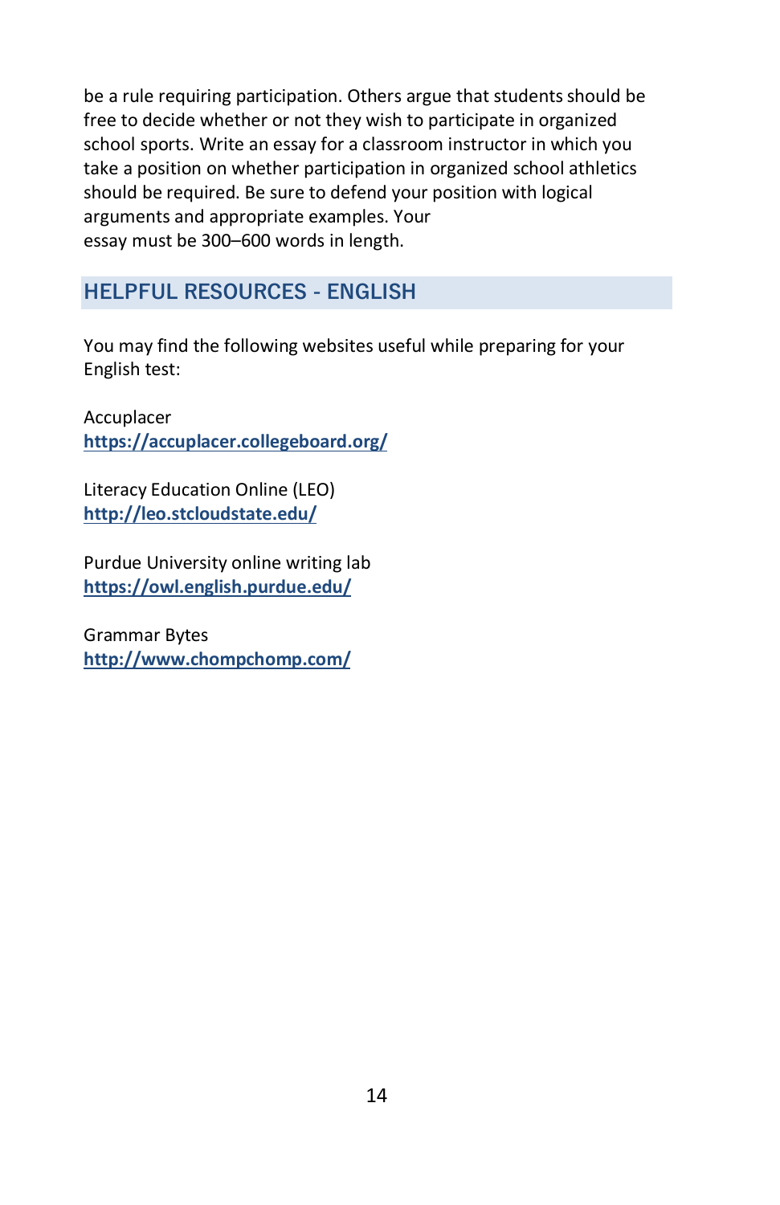be a rule requiring participation. Others argue that students should be free to decide whether or not they wish to participate in organized school sports. Write an essay for a classroom instructor in which you take a position on whether participation in organized school athletics should be required. Be sure to defend your position with logical arguments and appropriate examples. Your essay must be 300–600 words in length.

## HELPFUL RESOURCES - ENGLISH

You may find the following websites useful while preparing for your English test:

Accuplacer
**https://accuplacer.collegeboard.org/**

Literacy Education Online (LEO)
**http://leo.stcloudstate.edu/**

Purdue University online writing lab
**https://owl.english.purdue.edu/**

Grammar Bytes
**http://www.chompchomp.com/**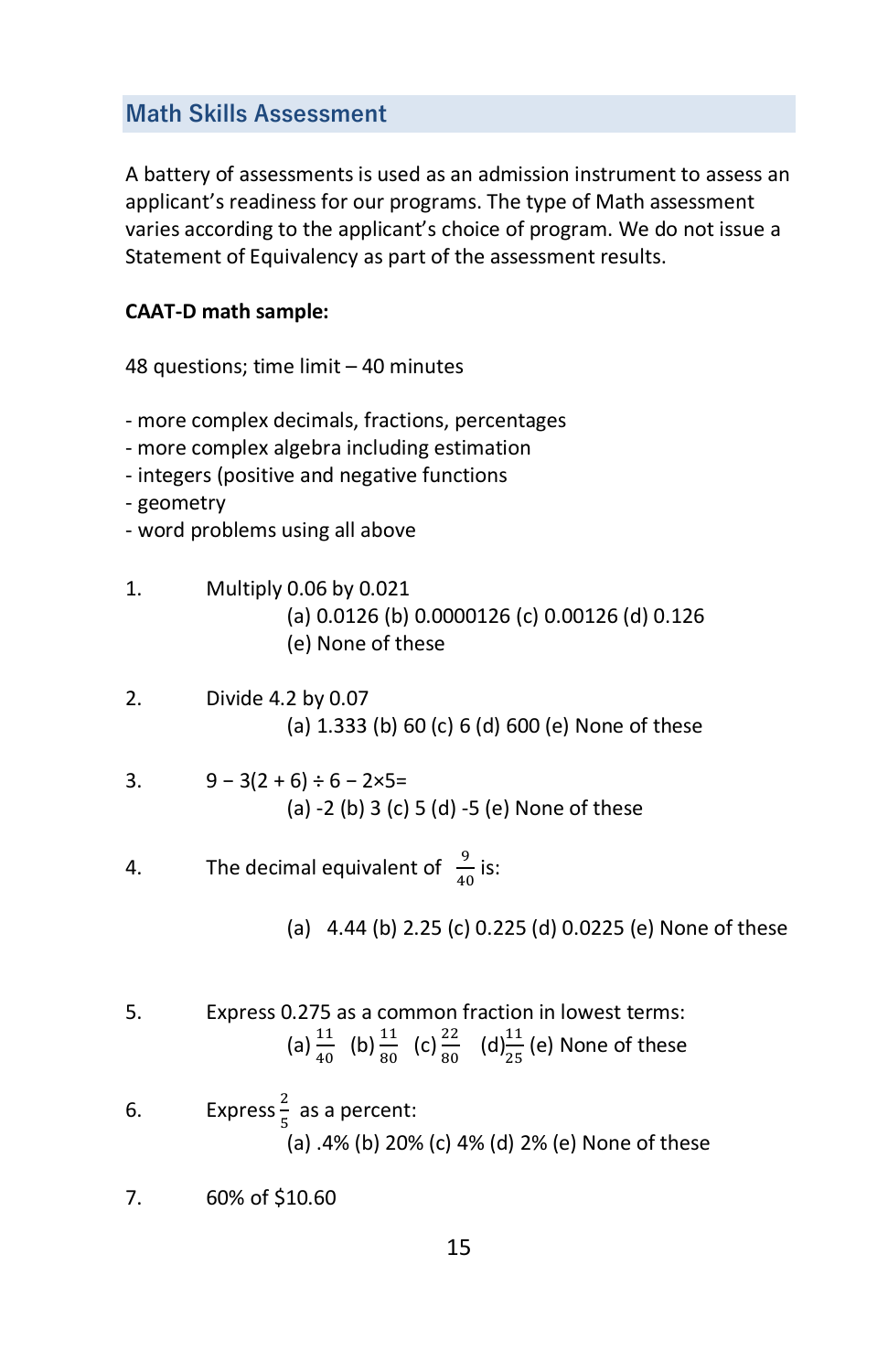## Math Skills Assessment

A battery of assessments is used as an admission instrument to assess an applicant's readiness for our programs. The type of Math assessment varies according to the applicant's choice of program. We do not issue a Statement of Equivalency as part of the assessment results.

**CAAT-D math sample:**

48 questions; time limit – 40 minutes

- more complex decimals, fractions, percentages
- more complex algebra including estimation
- integers (positive and negative functions
- geometry
- word problems using all above

1. Multiply 0.06 by 0.021
   (a) 0.0126 (b) 0.0000126 (c) 0.00126 (d) 0.126
   (e) None of these

2. Divide 4.2 by 0.07
   (a) 1.333 (b) 60 (c) 6 (d) 600 (e) None of these

3. $9 - 3(2 + 6) \div 6 - 2\times5 =$
   (a) -2 (b) 3 (c) 5 (d) -5 (e) None of these

4. The decimal equivalent of $\frac{9}{40}$ is:

   (a) 4.44 (b) 2.25 (c) 0.225 (d) 0.0225 (e) None of these

5. Express 0.275 as a common fraction in lowest terms:
   (a) $\frac{11}{40}$ (b) $\frac{11}{80}$ (c) $\frac{22}{80}$ (d) $\frac{11}{25}$ (e) None of these

6. Express $\frac{2}{5}$ as a percent:
   (a) .4% (b) 20% (c) 4% (d) 2% (e) None of these

7. 60% of $10.60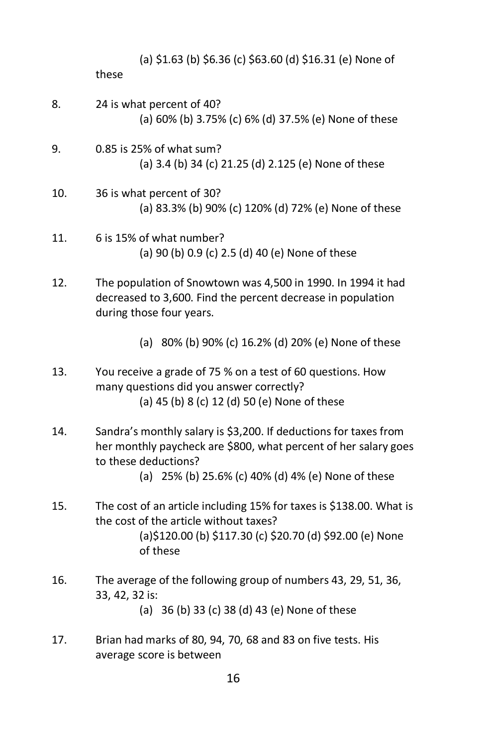(a) $1.63 (b) $6.36 (c) $63.60 (d) $16.31 (e) None of these

8. 24 is what percent of 40?
   (a) 60% (b) 3.75% (c) 6% (d) 37.5% (e) None of these

9. 0.85 is 25% of what sum?
   (a) 3.4 (b) 34 (c) 21.25 (d) 2.125 (e) None of these

10. 36 is what percent of 30?
    (a) 83.3% (b) 90% (c) 120% (d) 72% (e) None of these

11. 6 is 15% of what number?
    (a) 90 (b) 0.9 (c) 2.5 (d) 40 (e) None of these

12. The population of Snowtown was 4,500 in 1990. In 1994 it had decreased to 3,600. Find the percent decrease in population during those four years.

    (a) 80% (b) 90% (c) 16.2% (d) 20% (e) None of these

13. You receive a grade of 75 % on a test of 60 questions. How many questions did you answer correctly?
    (a) 45 (b) 8 (c) 12 (d) 50 (e) None of these

14. Sandra's monthly salary is $3,200. If deductions for taxes from her monthly paycheck are $800, what percent of her salary goes to these deductions?
    (a) 25% (b) 25.6% (c) 40% (d) 4% (e) None of these

15. The cost of an article including 15% for taxes is $138.00. What is the cost of the article without taxes?
    (a)$120.00 (b) $117.30 (c) $20.70 (d) $92.00 (e) None of these

16. The average of the following group of numbers 43, 29, 51, 36, 33, 42, 32 is:
    (a) 36 (b) 33 (c) 38 (d) 43 (e) None of these

17. Brian had marks of 80, 94, 70, 68 and 83 on five tests. His average score is between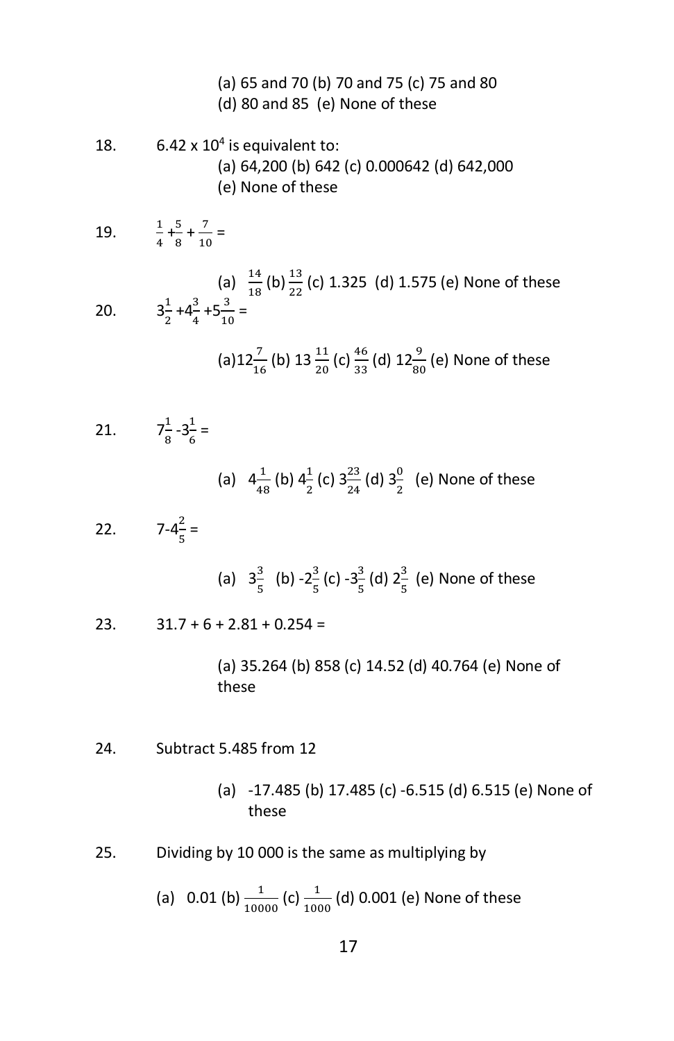(a) 65 and 70 (b) 70 and 75 (c) 75 and 80
(d) 80 and 85 (e) None of these

18. $6.42 \times 10^4$ is equivalent to:

(a) 64,200 (b) 642 (c) 0.000642 (d) 642,000
(e) None of these

19. $\frac{1}{4} + \frac{5}{8} + \frac{7}{10} =$

(a) $\frac{14}{18}$ (b) $\frac{13}{22}$ (c) 1.325 (d) 1.575 (e) None of these

20. $3\frac{1}{2} + 4\frac{3}{4} + 5\frac{3}{10} =$

(a) $12\frac{7}{16}$ (b) $13\frac{11}{20}$ (c) $\frac{46}{33}$ (d) $12\frac{9}{80}$ (e) None of these

21. $7\frac{1}{8} - 3\frac{1}{6} =$

(a) $4\frac{1}{48}$ (b) $4\frac{1}{2}$ (c) $3\frac{23}{24}$ (d) $3\frac{0}{2}$ (e) None of these

22. $7 - 4\frac{2}{5} =$

(a) $3\frac{3}{5}$ (b) $-2\frac{3}{5}$ (c) $-3\frac{3}{5}$ (d) $2\frac{3}{5}$ (e) None of these

23. 31.7 + 6 + 2.81 + 0.254 =

(a) 35.264 (b) 858 (c) 14.52 (d) 40.764 (e) None of these

24. Subtract 5.485 from 12

(a) -17.485 (b) 17.485 (c) -6.515 (d) 6.515 (e) None of these

25. Dividing by 10 000 is the same as multiplying by

(a) 0.01 (b) $\frac{1}{10000}$ (c) $\frac{1}{1000}$ (d) 0.001 (e) None of these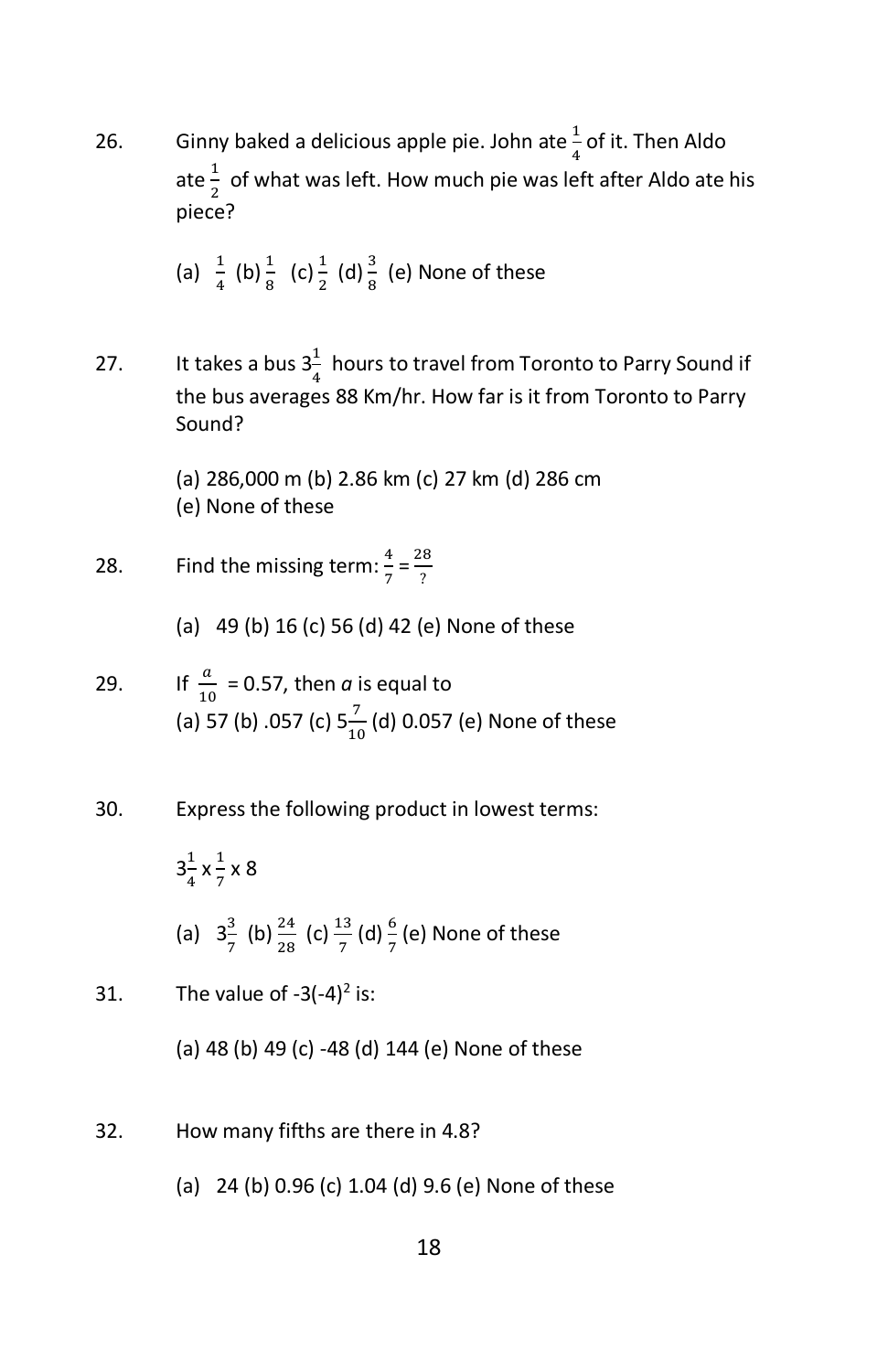26. Ginny baked a delicious apple pie. John ate $\frac{1}{4}$ of it. Then Aldo ate $\frac{1}{2}$ of what was left. How much pie was left after Aldo ate his piece?

    (a) $\frac{1}{4}$ (b) $\frac{1}{8}$ (c) $\frac{1}{2}$ (d) $\frac{3}{8}$ (e) None of these

27. It takes a bus $3\frac{1}{4}$ hours to travel from Toronto to Parry Sound if the bus averages 88 Km/hr. How far is it from Toronto to Parry Sound?

    (a) 286,000 m (b) 2.86 km (c) 27 km (d) 286 cm
    (e) None of these

28. Find the missing term: $\frac{4}{7} = \frac{28}{?}$

    (a) 49 (b) 16 (c) 56 (d) 42 (e) None of these

29. If $\frac{a}{10}$ = 0.57, then $a$ is equal to
    (a) 57 (b) .057 (c) $5\frac{7}{10}$ (d) 0.057 (e) None of these

30. Express the following product in lowest terms:

    $3\frac{1}{4} \times \frac{1}{7} \times 8$

    (a) $3\frac{3}{7}$ (b) $\frac{24}{28}$ (c) $\frac{13}{7}$ (d) $\frac{6}{7}$ (e) None of these

31. The value of $-3(-4)^2$ is:

    (a) 48 (b) 49 (c) -48 (d) 144 (e) None of these

32. How many fifths are there in 4.8?

    (a) 24 (b) 0.96 (c) 1.04 (d) 9.6 (e) None of these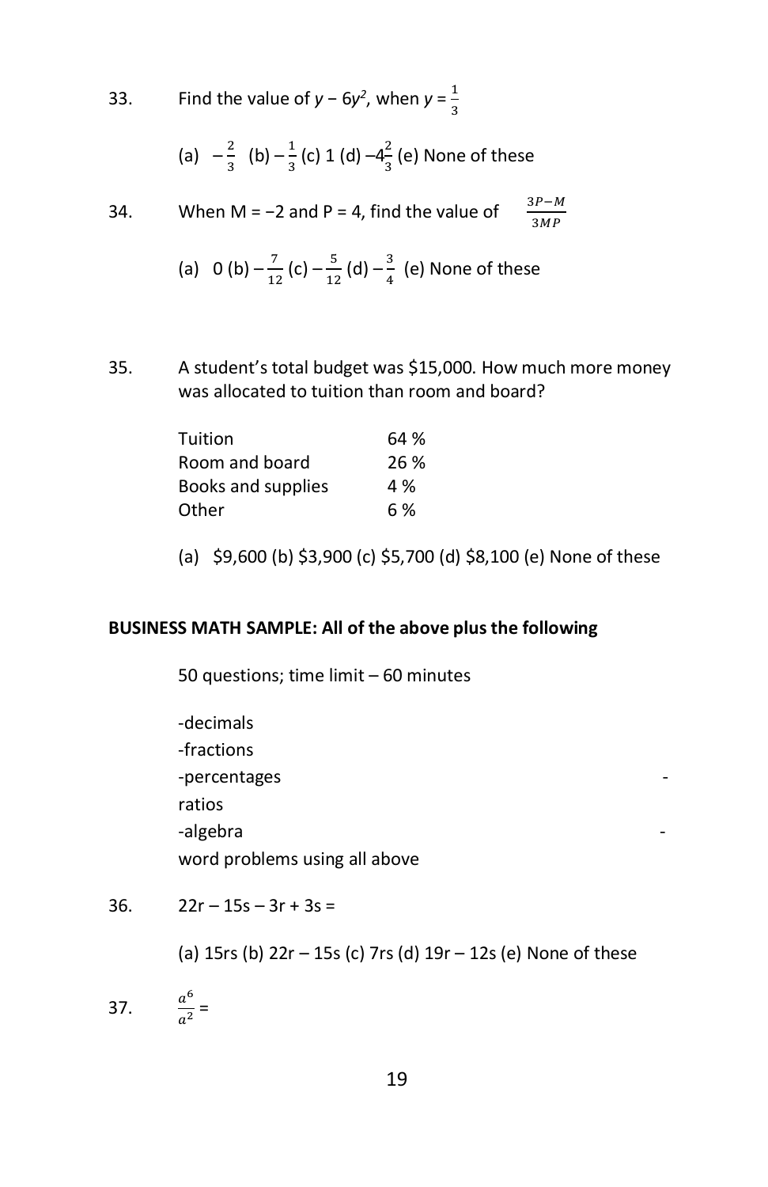33. Find the value of $y - 6y^2$, when $y = \frac{1}{3}$

(a) $-\frac{2}{3}$ (b) $-\frac{1}{3}$ (c) 1 (d) $-4\frac{2}{3}$ (e) None of these

34. When M = −2 and P = 4, find the value of $\frac{3P-M}{3MP}$

(a) 0 (b) $-\frac{7}{12}$ (c) $-\frac{5}{12}$ (d) $-\frac{3}{4}$ (e) None of these

35. A student's total budget was $15,000. How much more money was allocated to tuition than room and board?

| | |
|---|---|
| Tuition | 64 % |
| Room and board | 26 % |
| Books and supplies | 4 % |
| Other | 6 % |

(a) $9,600 (b) $3,900 (c) $5,700 (d) $8,100 (e) None of these

**BUSINESS MATH SAMPLE: All of the above plus the following**

50 questions; time limit – 60 minutes

-decimals
-fractions
-percentages
-ratios
-algebra
-word problems using all above

36. 22r – 15s – 3r + 3s =

(a) 15rs (b) 22r – 15s (c) 7rs (d) 19r – 12s (e) None of these

37. $\frac{a^6}{a^2}$ =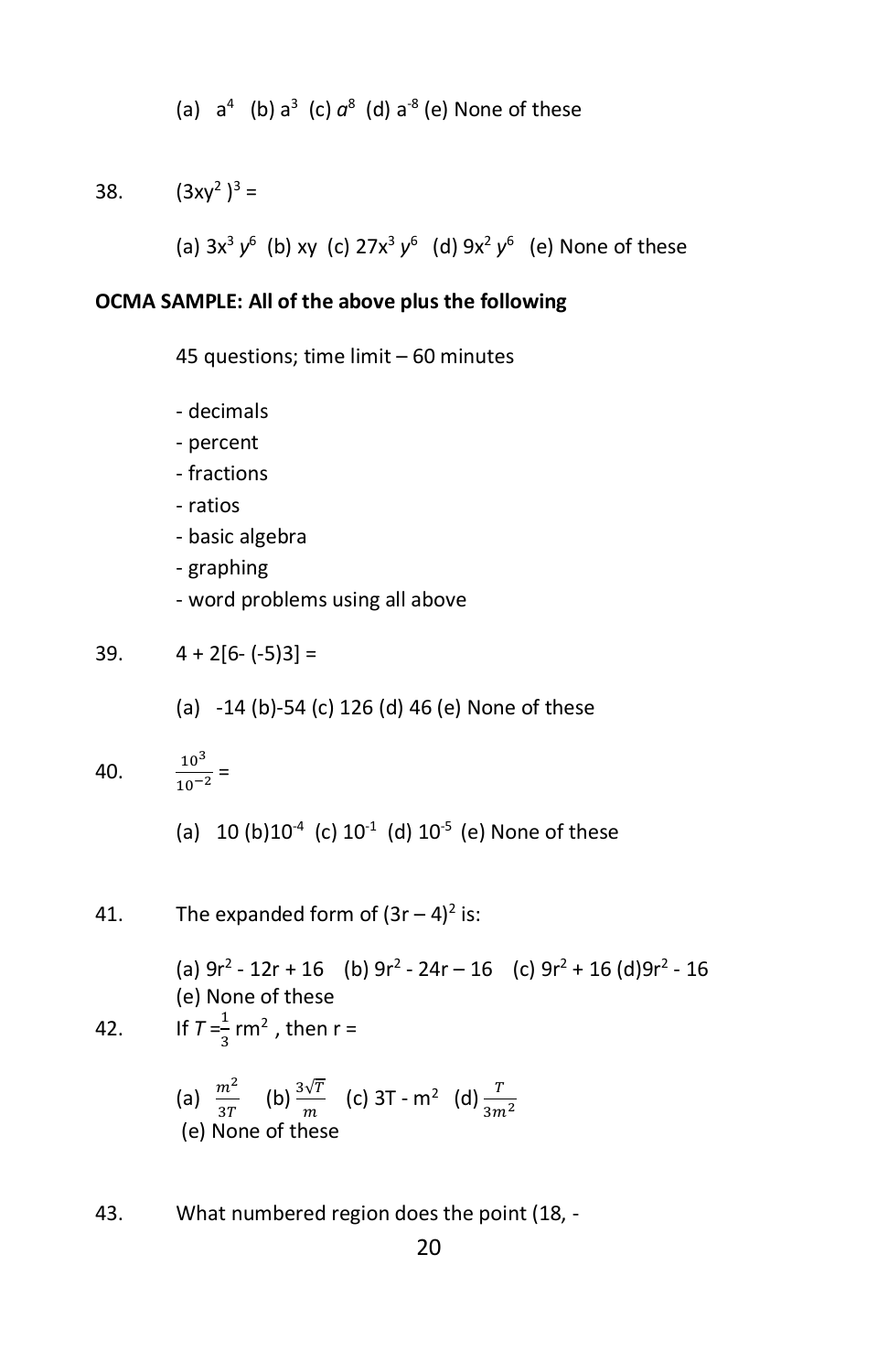(a) $a^4$ (b) $a^3$ (c) $a^8$ (d) $a^{-8}$ (e) None of these

38. $(3xy^2)^3 =$

(a) $3x^3y^6$ (b) $xy$ (c) $27x^3y^6$ (d) $9x^2y^6$ (e) None of these

**OCMA SAMPLE: All of the above plus the following**

45 questions; time limit – 60 minutes

- decimals
- percent
- fractions
- ratios
- basic algebra
- graphing
- word problems using all above

39. $4 + 2[6 - (-5)3] =$

(a) -14 (b) -54 (c) 126 (d) 46 (e) None of these

40. $\frac{10^3}{10^{-2}} =$

(a) 10 (b) $10^{-4}$ (c) $10^{-1}$ (d) $10^{-5}$ (e) None of these

41. The expanded form of $(3r - 4)^2$ is:

(a) $9r^2 - 12r + 16$ (b) $9r^2 - 24r - 16$ (c) $9r^2 + 16$ (d) $9r^2 - 16$
(e) None of these

42. If $T = \frac{1}{3}rm^2$, then r =

(a) $\frac{m^2}{3T}$ (b) $\frac{3\sqrt{T}}{m}$ (c) $3T - m^2$ (d) $\frac{T}{3m^2}$
(e) None of these

43. What numbered region does the point (18, -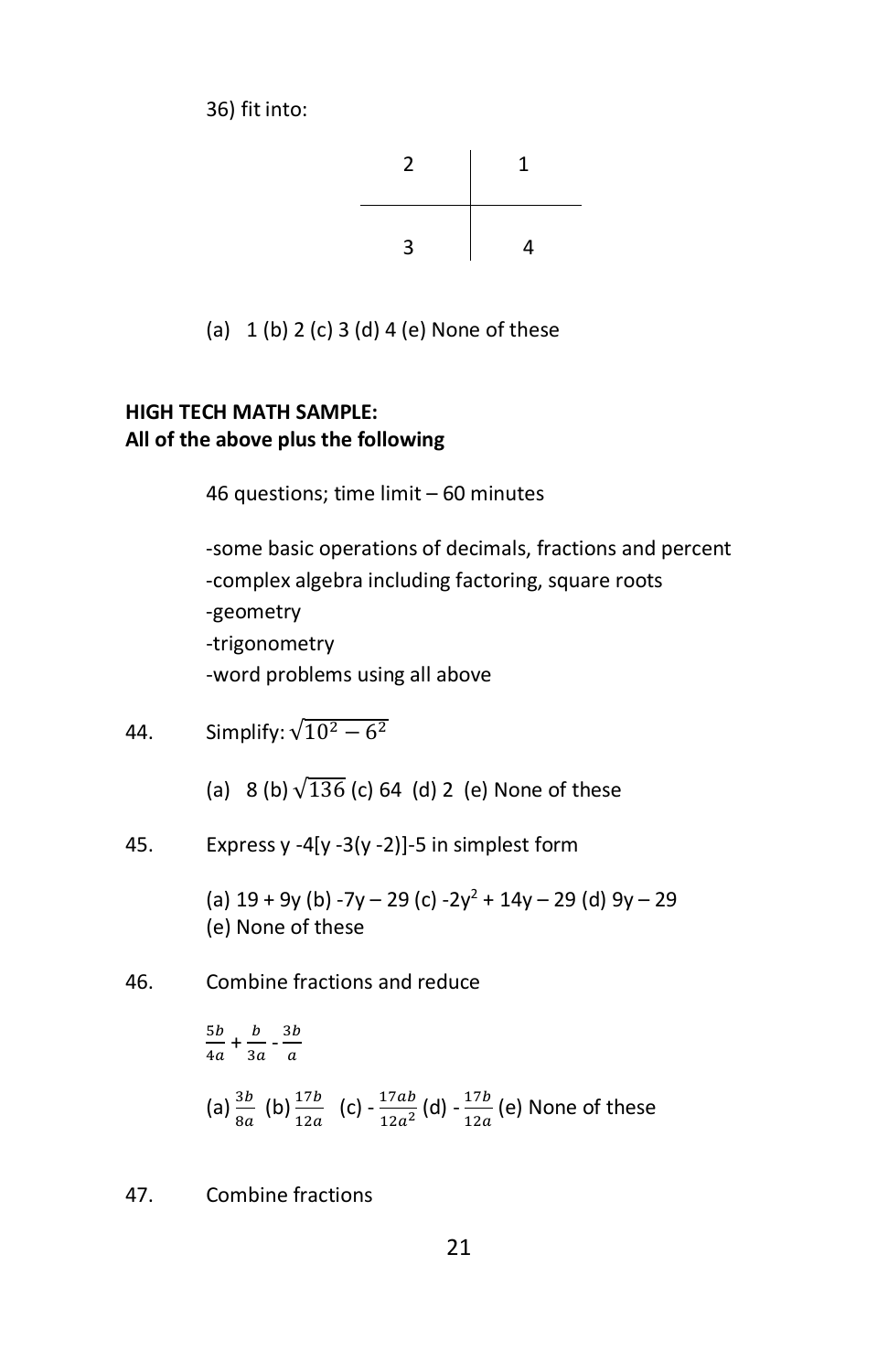36) fit into:

| | |
|---|---|
| 2 | 1 |
| 3 | 4 |

(a) 1 (b) 2 (c) 3 (d) 4 (e) None of these

**HIGH TECH MATH SAMPLE:**
**All of the above plus the following**

46 questions; time limit – 60 minutes

-some basic operations of decimals, fractions and percent
-complex algebra including factoring, square roots
-geometry
-trigonometry
-word problems using all above

44. Simplify: $\sqrt{10^2 - 6^2}$

(a) 8 (b) $\sqrt{136}$ (c) 64 (d) 2 (e) None of these

45. Express y -4[y -3(y -2)]-5 in simplest form

(a) 19 + 9y (b) -7y – 29 (c) -2y$^2$ + 14y – 29 (d) 9y – 29
(e) None of these

46. Combine fractions and reduce

$\frac{5b}{4a} + \frac{b}{3a} - \frac{3b}{a}$

(a) $\frac{3b}{8a}$ (b) $\frac{17b}{12a}$ (c) $-\frac{17ab}{12a^2}$ (d) $-\frac{17b}{12a}$ (e) None of these

47. Combine fractions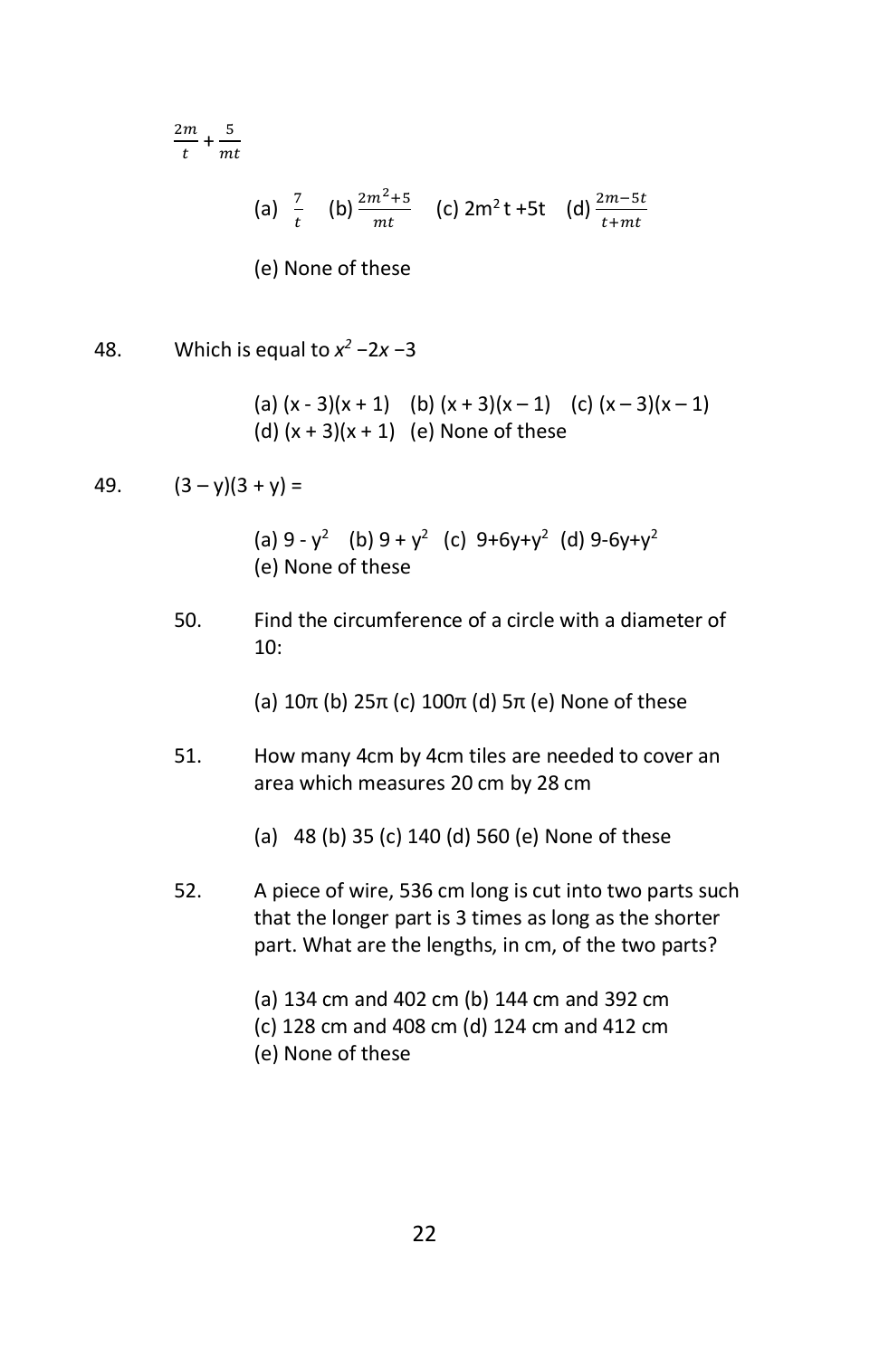$\frac{2m}{t} + \frac{5}{mt}$

(a) $\frac{7}{t}$ (b) $\frac{2m^2+5}{mt}$ (c) $2m^2t + 5t$ (d) $\frac{2m-5t}{t+mt}$

(e) None of these

48. Which is equal to $x^2 - 2x - 3$

(a) $(x - 3)(x + 1)$ (b) $(x + 3)(x - 1)$ (c) $(x - 3)(x - 1)$
(d) $(x + 3)(x + 1)$ (e) None of these

49. $(3 - y)(3 + y) =$

(a) $9 - y^2$ (b) $9 + y^2$ (c) $9+6y+y^2$ (d) $9-6y+y^2$
(e) None of these

50. Find the circumference of a circle with a diameter of 10:

(a) $10\pi$ (b) $25\pi$ (c) $100\pi$ (d) $5\pi$ (e) None of these

51. How many 4cm by 4cm tiles are needed to cover an area which measures 20 cm by 28 cm

(a) 48 (b) 35 (c) 140 (d) 560 (e) None of these

52. A piece of wire, 536 cm long is cut into two parts such that the longer part is 3 times as long as the shorter part. What are the lengths, in cm, of the two parts?

(a) 134 cm and 402 cm (b) 144 cm and 392 cm
(c) 128 cm and 408 cm (d) 124 cm and 412 cm
(e) None of these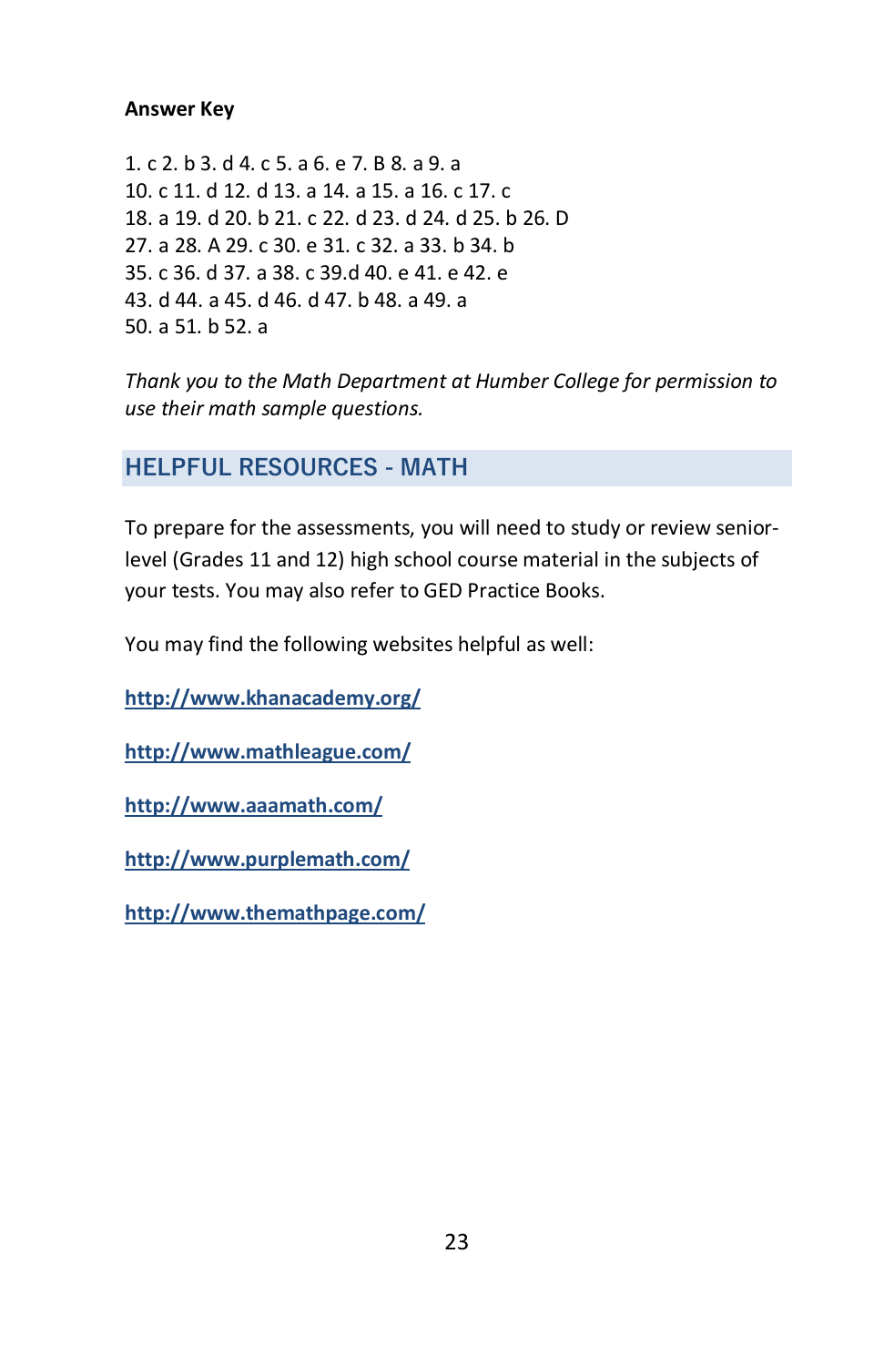**Answer Key**

1. c 2. b 3. d 4. c 5. a 6. e 7. B 8. a 9. a
10. c 11. d 12. d 13. a 14. a 15. a 16. c 17. c
18. a 19. d 20. b 21. c 22. d 23. d 24. d 25. b 26. D
27. a 28. A 29. c 30. e 31. c 32. a 33. b 34. b
35. c 36. d 37. a 38. c 39.d 40. e 41. e 42. e
43. d 44. a 45. d 46. d 47. b 48. a 49. a
50. a 51. b 52. a

*Thank you to the Math Department at Humber College for permission to use their math sample questions.*

## HELPFUL RESOURCES - MATH

To prepare for the assessments, you will need to study or review senior-level (Grades 11 and 12) high school course material in the subjects of your tests. You may also refer to GED Practice Books.

You may find the following websites helpful as well:

**http://www.khanacademy.org/**

**http://www.mathleague.com/**

**http://www.aaamath.com/**

**http://www.purplemath.com/**

**http://www.themathpage.com/**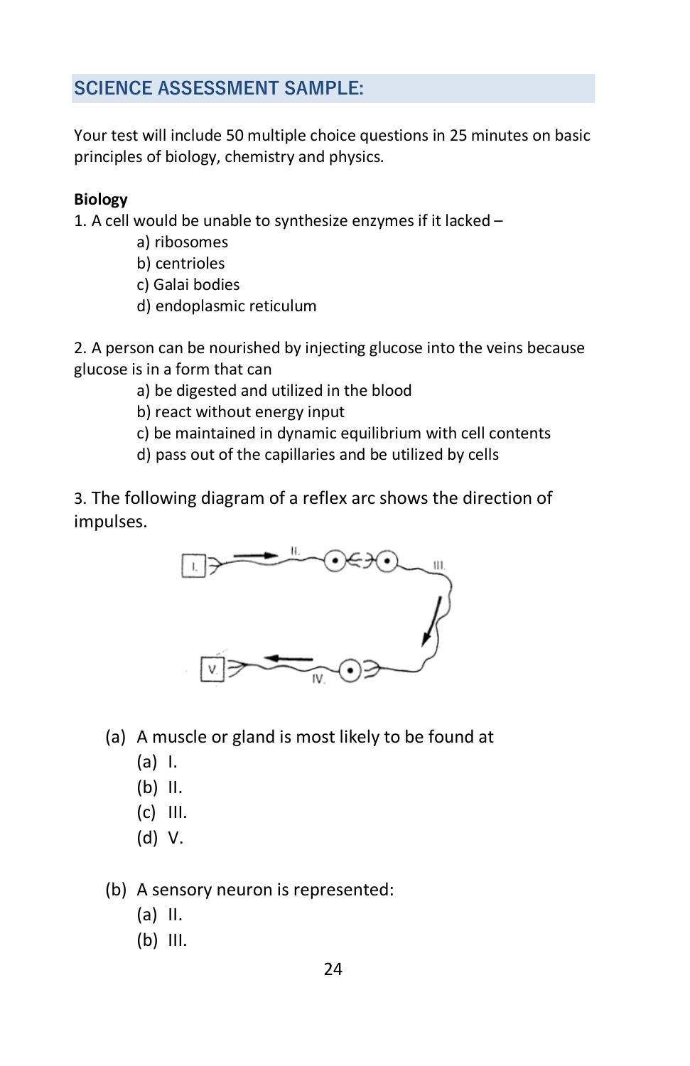## SCIENCE ASSESSMENT SAMPLE:

Your test will include 50 multiple choice questions in 25 minutes on basic principles of biology, chemistry and physics.

**Biology**

1. A cell would be unable to synthesize enzymes if it lacked –
   a) ribosomes
   b) centrioles
   c) Galai bodies
   d) endoplasmic reticulum

2. A person can be nourished by injecting glucose into the veins because glucose is in a form that can
   a) be digested and utilized in the blood
   b) react without energy input
   c) be maintained in dynamic equilibrium with cell contents
   d) pass out of the capillaries and be utilized by cells

3. The following diagram of a reflex arc shows the direction of impulses.

I.
II.
III.
IV.
V.

(a) A muscle or gland is most likely to be found at
   (a) I.
   (b) II.
   (c) III.
   (d) V.

(b) A sensory neuron is represented:
   (a) II.
   (b) III.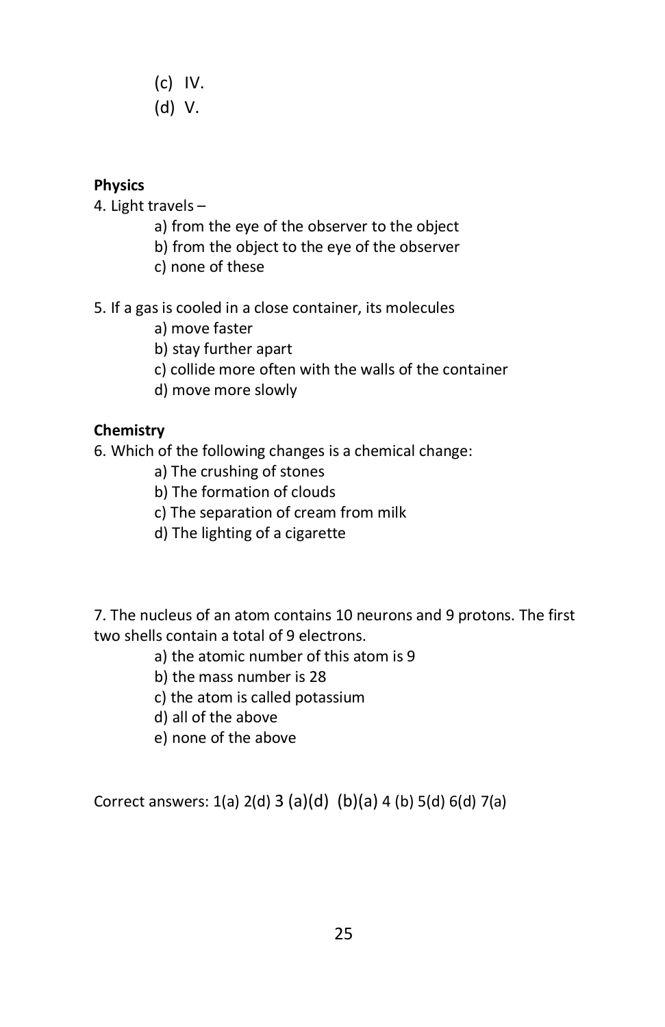(c) IV.

(d) V.

**Physics**

4. Light travels –

   a) from the eye of the observer to the object
   b) from the object to the eye of the observer
   c) none of these

5. If a gas is cooled in a close container, its molecules

   a) move faster
   b) stay further apart
   c) collide more often with the walls of the container
   d) move more slowly

**Chemistry**

6. Which of the following changes is a chemical change:

   a) The crushing of stones
   b) The formation of clouds
   c) The separation of cream from milk
   d) The lighting of a cigarette

7. The nucleus of an atom contains 10 neurons and 9 protons. The first two shells contain a total of 9 electrons.

   a) the atomic number of this atom is 9
   b) the mass number is 28
   c) the atom is called potassium
   d) all of the above
   e) none of the above

Correct answers: 1(a) 2(d) 3 (a)(d) (b)(a) 4 (b) 5(d) 6(d) 7(a)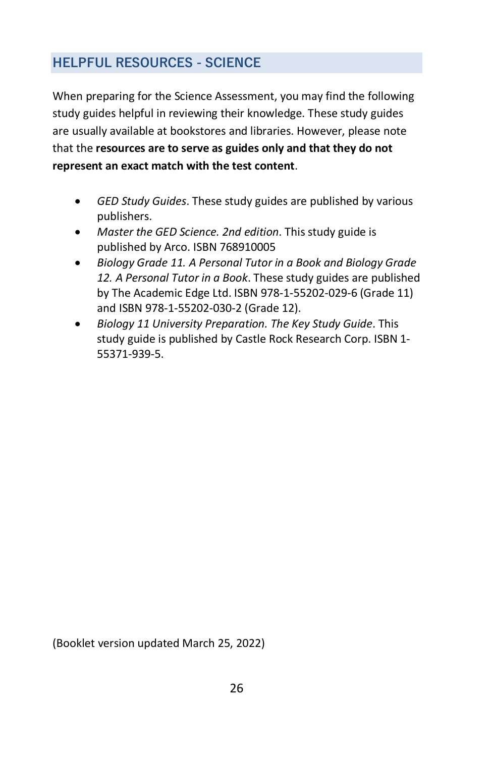## HELPFUL RESOURCES - SCIENCE

When preparing for the Science Assessment, you may find the following study guides helpful in reviewing their knowledge. These study guides are usually available at bookstores and libraries. However, please note that the **resources are to serve as guides only and that they do not represent an exact match with the test content**.

- *GED Study Guides*. These study guides are published by various publishers.
- *Master the GED Science. 2nd edition*. This study guide is published by Arco. ISBN 768910005
- *Biology Grade 11. A Personal Tutor in a Book and Biology Grade 12. A Personal Tutor in a Book*. These study guides are published by The Academic Edge Ltd. ISBN 978-1-55202-029-6 (Grade 11) and ISBN 978-1-55202-030-2 (Grade 12).
- *Biology 11 University Preparation. The Key Study Guide*. This study guide is published by Castle Rock Research Corp. ISBN 1-55371-939-5.

(Booklet version updated March 25, 2022)